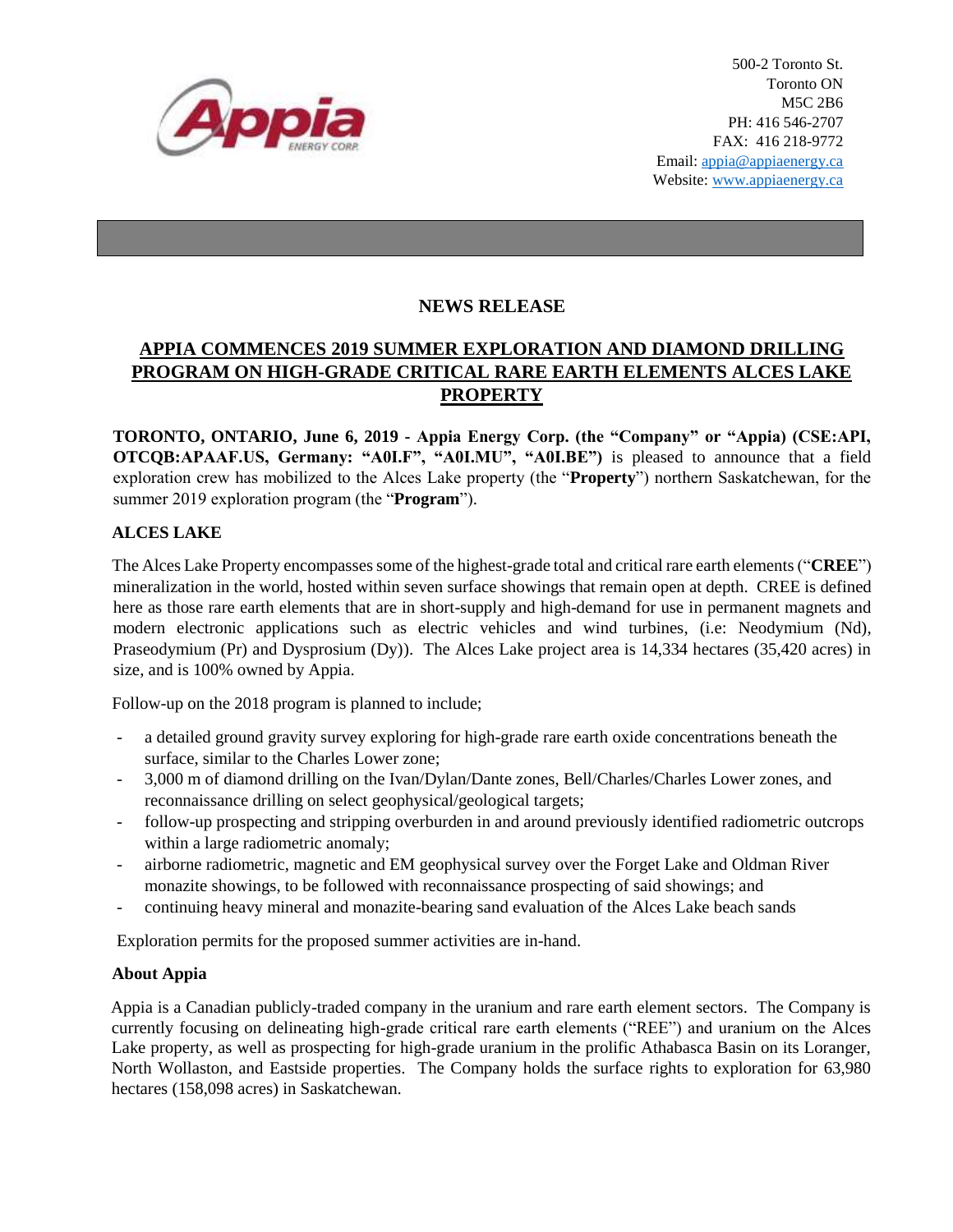500-2 Toronto St.
Toronto ON
M5C 2B6
PH: 416 546-2707
FAX: 416 218-9772
Email: appia@appiaenergy.ca
Website: www.appiaenergy.ca

## NEWS RELEASE

## APPIA COMMENCES 2019 SUMMER EXPLORATION AND DIAMOND DRILLING PROGRAM ON HIGH-GRADE CRITICAL RARE EARTH ELEMENTS ALCES LAKE PROPERTY

**TORONTO, ONTARIO, June 6, 2019 - Appia Energy Corp. (the "Company" or "Appia) (CSE:API, OTCQB:APAAF.US, Germany: "A0I.F", "A0I.MU", "A0I.BE")** is pleased to announce that a field exploration crew has mobilized to the Alces Lake property (the "**Property**") northern Saskatchewan, for the summer 2019 exploration program (the "**Program**").

### ALCES LAKE

The Alces Lake Property encompasses some of the highest-grade total and critical rare earth elements ("**CREE**") mineralization in the world, hosted within seven surface showings that remain open at depth. CREE is defined here as those rare earth elements that are in short-supply and high-demand for use in permanent magnets and modern electronic applications such as electric vehicles and wind turbines, (i.e: Neodymium (Nd), Praseodymium (Pr) and Dysprosium (Dy)). The Alces Lake project area is 14,334 hectares (35,420 acres) in size, and is 100% owned by Appia.

Follow-up on the 2018 program is planned to include;

- a detailed ground gravity survey exploring for high-grade rare earth oxide concentrations beneath the surface, similar to the Charles Lower zone;
- 3,000 m of diamond drilling on the Ivan/Dylan/Dante zones, Bell/Charles/Charles Lower zones, and reconnaissance drilling on select geophysical/geological targets;
- follow-up prospecting and stripping overburden in and around previously identified radiometric outcrops within a large radiometric anomaly;
- airborne radiometric, magnetic and EM geophysical survey over the Forget Lake and Oldman River monazite showings, to be followed with reconnaissance prospecting of said showings; and
- continuing heavy mineral and monazite-bearing sand evaluation of the Alces Lake beach sands

Exploration permits for the proposed summer activities are in-hand.

### About Appia

Appia is a Canadian publicly-traded company in the uranium and rare earth element sectors. The Company is currently focusing on delineating high-grade critical rare earth elements ("REE") and uranium on the Alces Lake property, as well as prospecting for high-grade uranium in the prolific Athabasca Basin on its Loranger, North Wollaston, and Eastside properties. The Company holds the surface rights to exploration for 63,980 hectares (158,098 acres) in Saskatchewan.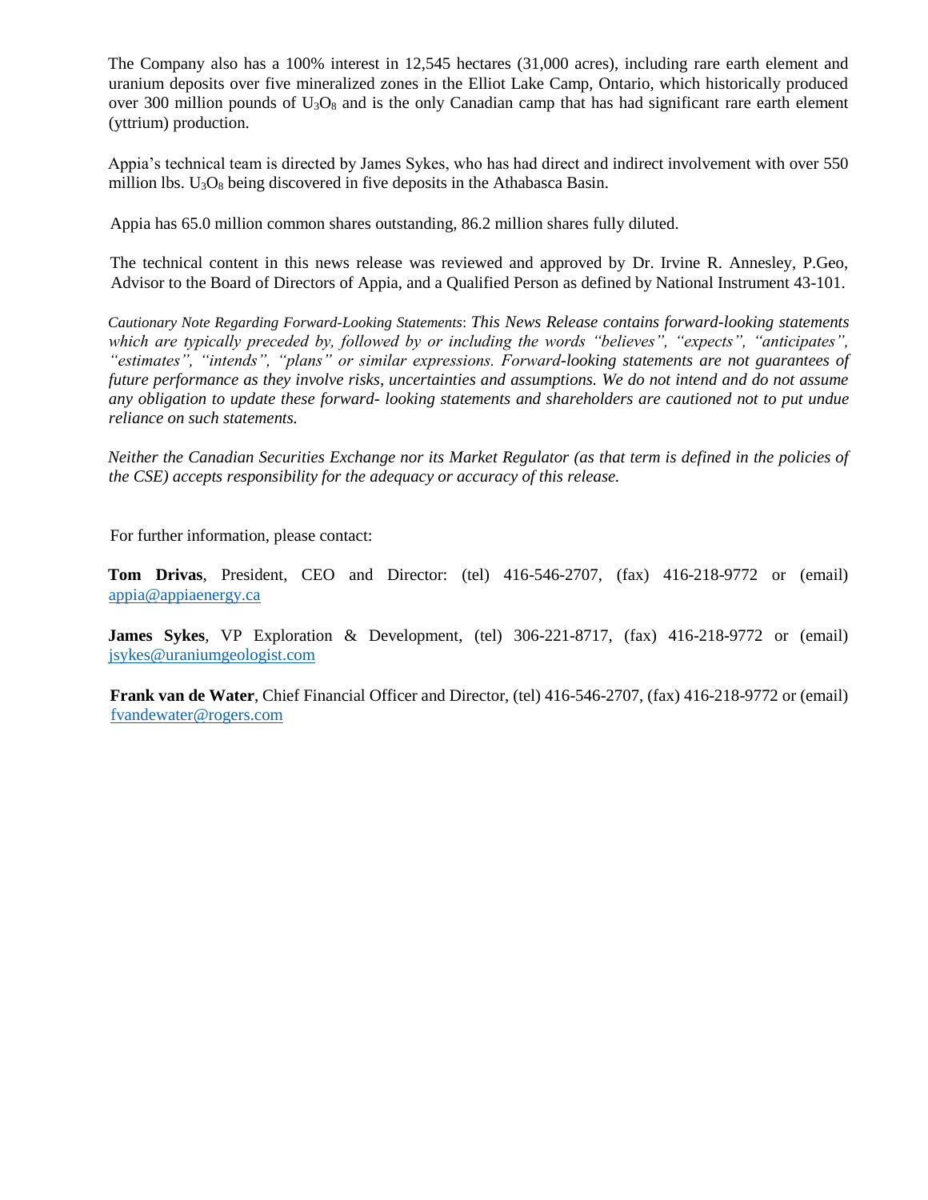The Company also has a 100% interest in 12,545 hectares (31,000 acres), including rare earth element and uranium deposits over five mineralized zones in the Elliot Lake Camp, Ontario, which historically produced over 300 million pounds of $U_3O_8$ and is the only Canadian camp that has had significant rare earth element (yttrium) production.

Appia's technical team is directed by James Sykes, who has had direct and indirect involvement with over 550 million lbs. $U_3O_8$ being discovered in five deposits in the Athabasca Basin.

Appia has 65.0 million common shares outstanding, 86.2 million shares fully diluted.

The technical content in this news release was reviewed and approved by Dr. Irvine R. Annesley, P.Geo, Advisor to the Board of Directors of Appia, and a Qualified Person as defined by National Instrument 43-101.

*Cautionary Note Regarding Forward-Looking Statements: This News Release contains forward-looking statements which are typically preceded by, followed by or including the words "believes", "expects", "anticipates", "estimates", "intends", "plans" or similar expressions. Forward-looking statements are not guarantees of future performance as they involve risks, uncertainties and assumptions. We do not intend and do not assume any obligation to update these forward- looking statements and shareholders are cautioned not to put undue reliance on such statements.*

*Neither the Canadian Securities Exchange nor its Market Regulator (as that term is defined in the policies of the CSE) accepts responsibility for the adequacy or accuracy of this release.*

For further information, please contact:

**Tom Drivas**, President, CEO and Director: (tel) 416-546-2707, (fax) 416-218-9772 or (email) appia@appiaenergy.ca

**James Sykes**, VP Exploration & Development, (tel) 306-221-8717, (fax) 416-218-9772 or (email) jsykes@uraniumgeologist.com

**Frank van de Water**, Chief Financial Officer and Director, (tel) 416-546-2707, (fax) 416-218-9772 or (email) fvandewater@rogers.com